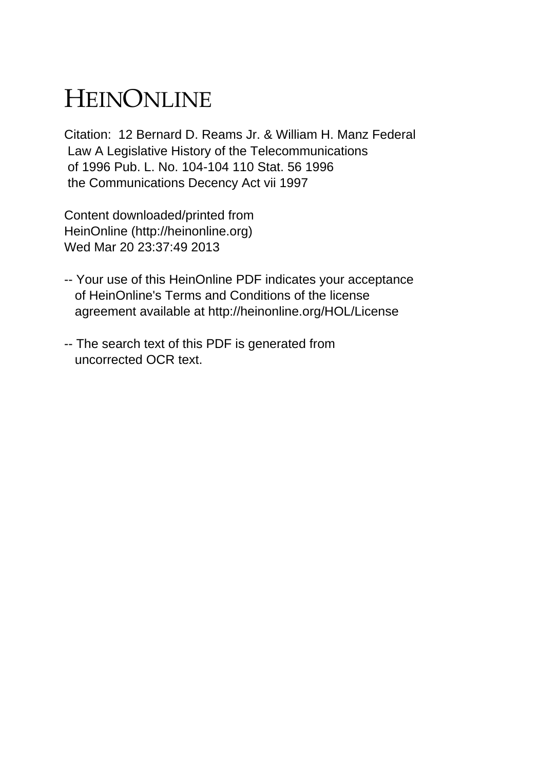# HEINONLINE

Citation: 12 Bernard D. Reams Jr. & William H. Manz Federal Law A Legislative History of the Telecommunications of 1996 Pub. L. No. 104-104 110 Stat. 56 1996 the Communications Decency Act vii 1997

Content downloaded/printed from HeinOnline (http://heinonline.org)
Wed Mar 20 23:37:49 2013

-- Your use of this HeinOnline PDF indicates your acceptance of HeinOnline's Terms and Conditions of the license agreement available at http://heinonline.org/HOL/License

-- The search text of this PDF is generated from uncorrected OCR text.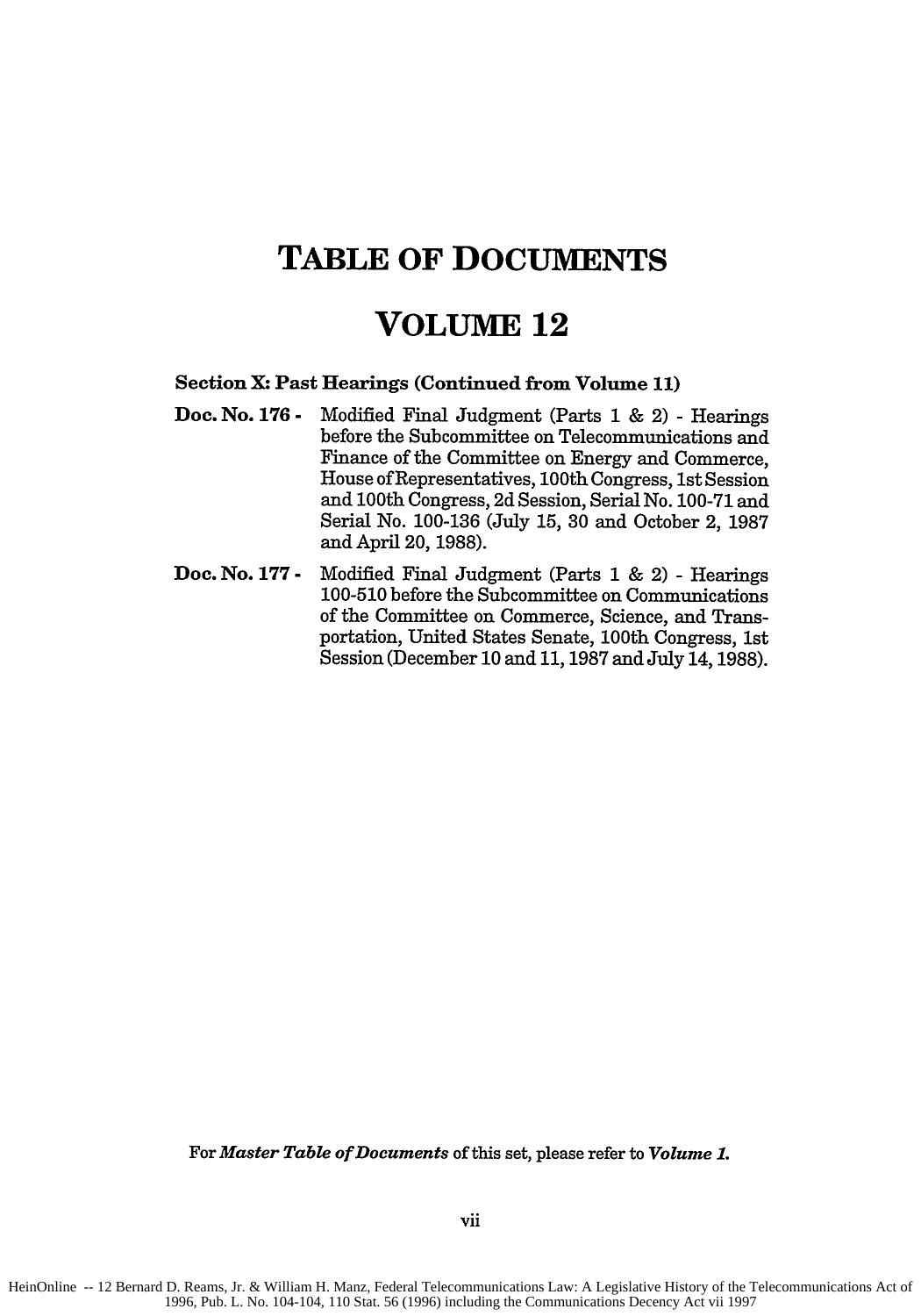# TABLE OF DOCUMENTS

# VOLUME 12

**Section X: Past Hearings (Continued from Volume 11)**

**Doc. No. 176 -** Modified Final Judgment (Parts 1 & 2) - Hearings before the Subcommittee on Telecommunications and Finance of the Committee on Energy and Commerce, House of Representatives, 100th Congress, 1st Session and 100th Congress, 2d Session, Serial No. 100-71 and Serial No. 100-136 (July 15, 30 and October 2, 1987 and April 20, 1988).

**Doc. No. 177 -** Modified Final Judgment (Parts 1 & 2) - Hearings 100-510 before the Subcommittee on Communications of the Committee on Commerce, Science, and Transportation, United States Senate, 100th Congress, 1st Session (December 10 and 11, 1987 and July 14, 1988).

For ***Master Table of Documents*** of this set, please refer to ***Volume 1.***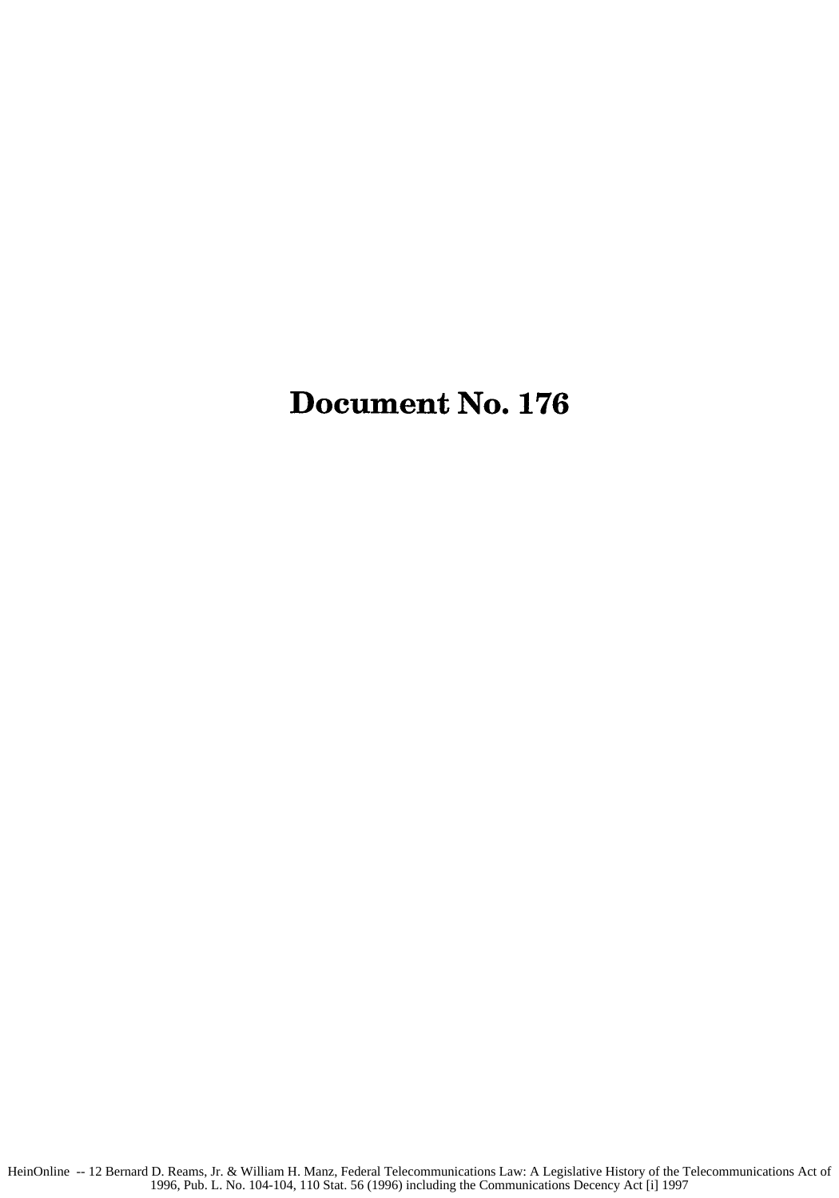# Document No. 176